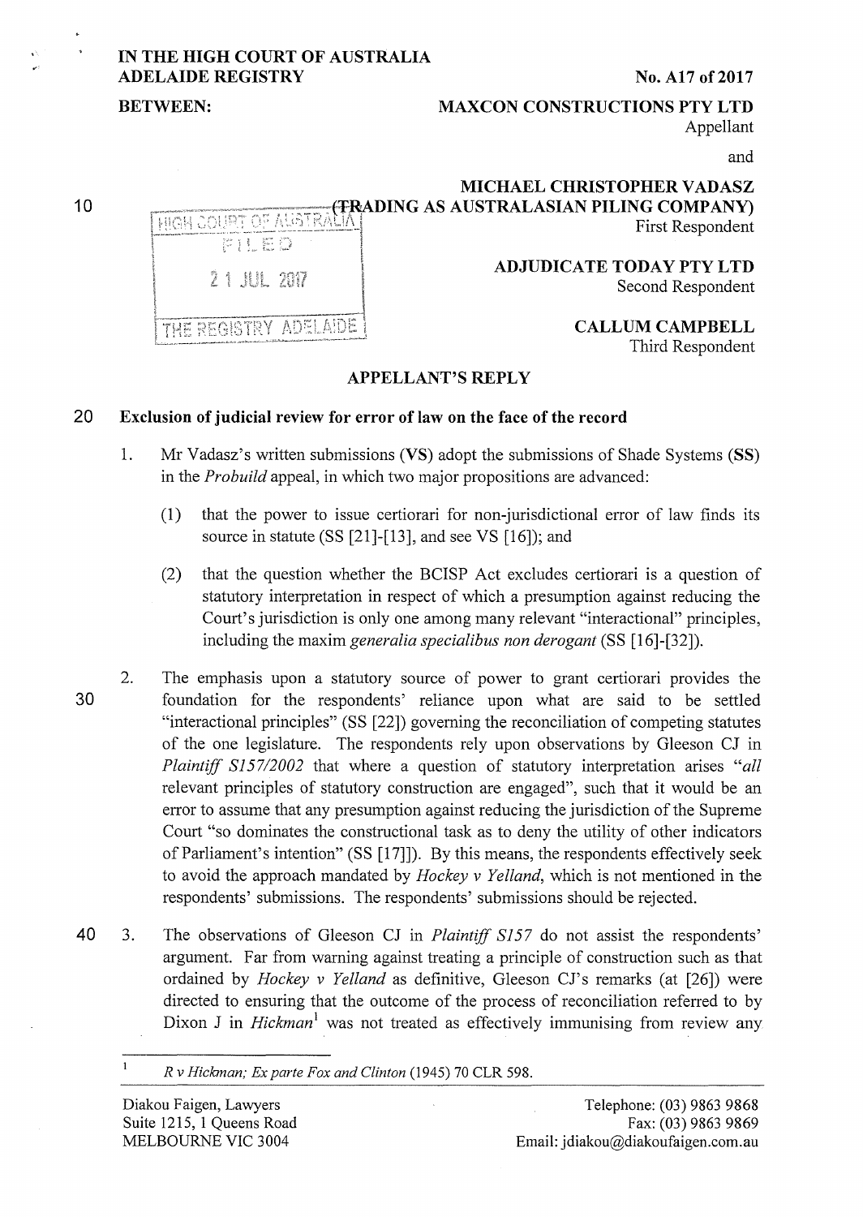IN THE HIGH COURT OF AUSTRALIA
ADELAIDE REGISTRY

No. A17 of 2017

BETWEEN:

MAXCON CONSTRUCTIONS PTY LTD
Appellant

and

MICHAEL CHRISTOPHER VADASZ
(TRADING AS AUSTRALASIAN PILING COMPANY)
First Respondent

ADJUDICATE TODAY PTY LTD
Second Respondent

CALLUM CAMPBELL
Third Respondent

HIGH COURT OF AUSTRALIA
FILED
21 JUL 2017
THE REGISTRY ADELAIDE

## APPELLANT'S REPLY

### Exclusion of judicial review for error of law on the face of the record

1. Mr Vadasz's written submissions (**VS**) adopt the submissions of Shade Systems (**SS**) in the *Probuild* appeal, in which two major propositions are advanced:

   (1) that the power to issue certiorari for non-jurisdictional error of law finds its source in statute (SS [21]-[13], and see VS [16]); and

   (2) that the question whether the BCISP Act excludes certiorari is a question of statutory interpretation in respect of which a presumption against reducing the Court's jurisdiction is only one among many relevant "interactional" principles, including the maxim *generalia specialibus non derogant* (SS [16]-[32]).

2. The emphasis upon a statutory source of power to grant certiorari provides the foundation for the respondents' reliance upon what are said to be settled "interactional principles" (SS [22]) governing the reconciliation of competing statutes of the one legislature. The respondents rely upon observations by Gleeson CJ in *Plaintiff S157/2002* that where a question of statutory interpretation arises "*all* relevant principles of statutory construction are engaged", such that it would be an error to assume that any presumption against reducing the jurisdiction of the Supreme Court "so dominates the constructional task as to deny the utility of other indicators of Parliament's intention" (SS [17]]). By this means, the respondents effectively seek to avoid the approach mandated by *Hockey v Yelland*, which is not mentioned in the respondents' submissions. The respondents' submissions should be rejected.

3. The observations of Gleeson CJ in *Plaintiff S157* do not assist the respondents' argument. Far from warning against treating a principle of construction such as that ordained by *Hockey v Yelland* as definitive, Gleeson CJ's remarks (at [26]) were directed to ensuring that the outcome of the process of reconciliation referred to by Dixon J in *Hickman*[1] was not treated as effectively immunising from review any

[1] *R v Hickman; Ex parte Fox and Clinton* (1945) 70 CLR 598.

Diakou Faigen, Lawyers
Suite 1215, 1 Queens Road
MELBOURNE VIC 3004

Telephone: (03) 9863 9868
Fax: (03) 9863 9869
Email: jdiakou@diakoufaigen.com.au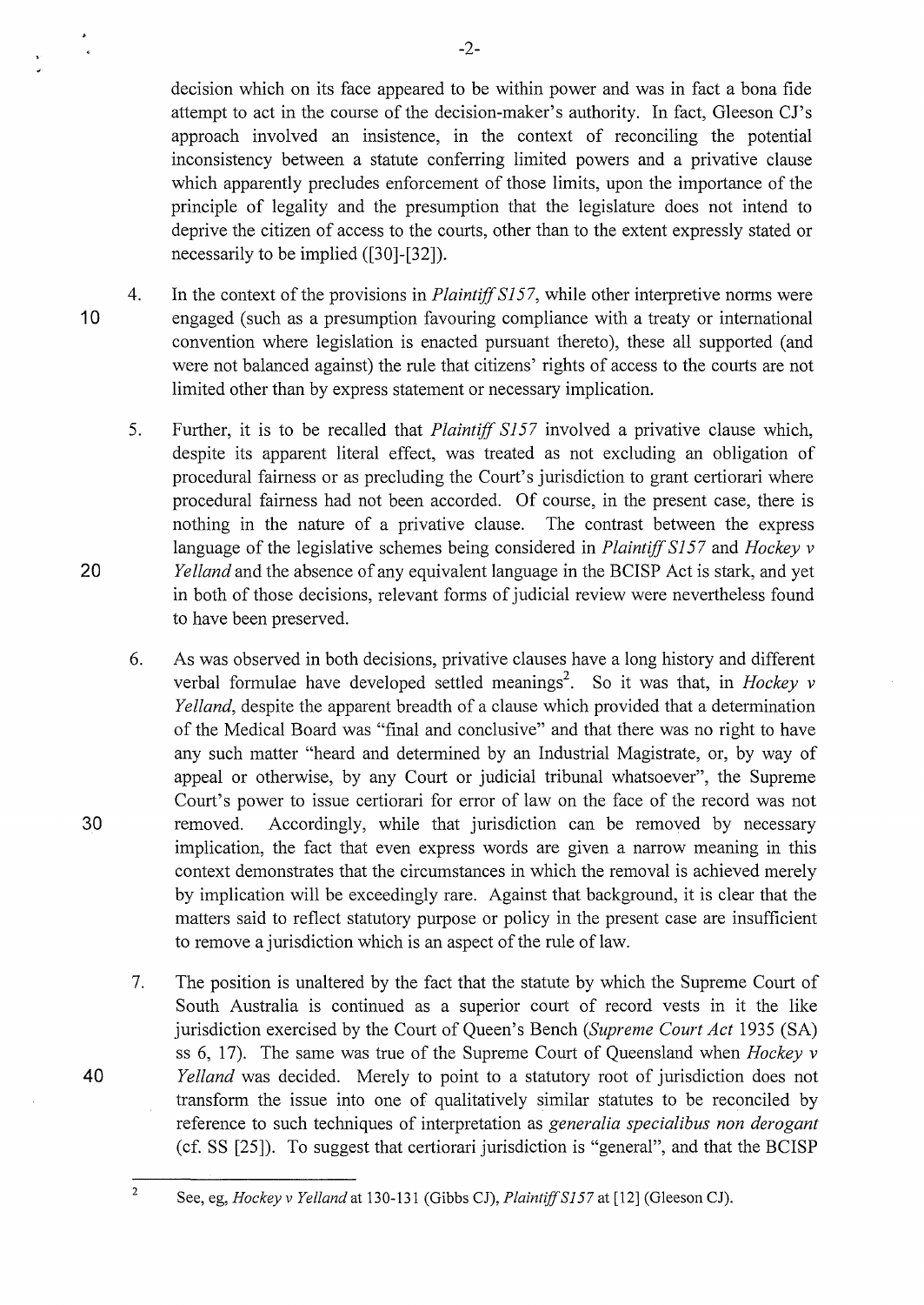decision which on its face appeared to be within power and was in fact a bona fide attempt to act in the course of the decision-maker's authority. In fact, Gleeson CJ's approach involved an insistence, in the context of reconciling the potential inconsistency between a statute conferring limited powers and a privative clause which apparently precludes enforcement of those limits, upon the importance of the principle of legality and the presumption that the legislature does not intend to deprive the citizen of access to the courts, other than to the extent expressly stated or necessarily to be implied ([30]-[32]).

4. In the context of the provisions in *Plaintiff S157*, while other interpretive norms were engaged (such as a presumption favouring compliance with a treaty or international convention where legislation is enacted pursuant thereto), these all supported (and were not balanced against) the rule that citizens' rights of access to the courts are not limited other than by express statement or necessary implication.

5. Further, it is to be recalled that *Plaintiff S157* involved a privative clause which, despite its apparent literal effect, was treated as not excluding an obligation of procedural fairness or as precluding the Court's jurisdiction to grant certiorari where procedural fairness had not been accorded. Of course, in the present case, there is nothing in the nature of a privative clause. The contrast between the express language of the legislative schemes being considered in *Plaintiff S157* and *Hockey v Yelland* and the absence of any equivalent language in the BCISP Act is stark, and yet in both of those decisions, relevant forms of judicial review were nevertheless found to have been preserved.

6. As was observed in both decisions, privative clauses have a long history and different verbal formulae have developed settled meanings[2]. So it was that, in *Hockey v Yelland*, despite the apparent breadth of a clause which provided that a determination of the Medical Board was "final and conclusive" and that there was no right to have any such matter "heard and determined by an Industrial Magistrate, or, by way of appeal or otherwise, by any Court or judicial tribunal whatsoever", the Supreme Court's power to issue certiorari for error of law on the face of the record was not removed. Accordingly, while that jurisdiction can be removed by necessary implication, the fact that even express words are given a narrow meaning in this context demonstrates that the circumstances in which the removal is achieved merely by implication will be exceedingly rare. Against that background, it is clear that the matters said to reflect statutory purpose or policy in the present case are insufficient to remove a jurisdiction which is an aspect of the rule of law.

7. The position is unaltered by the fact that the statute by which the Supreme Court of South Australia is continued as a superior court of record vests in it the like jurisdiction exercised by the Court of Queen's Bench (*Supreme Court Act* 1935 (SA) ss 6, 17). The same was true of the Supreme Court of Queensland when *Hockey v Yelland* was decided. Merely to point to a statutory root of jurisdiction does not transform the issue into one of qualitatively similar statutes to be reconciled by reference to such techniques of interpretation as *generalia specialibus non derogant* (cf. SS [25]). To suggest that certiorari jurisdiction is "general", and that the BCISP

[2] See, eg, *Hockey v Yelland* at 130-131 (Gibbs CJ), *Plaintiff S157* at [12] (Gleeson CJ).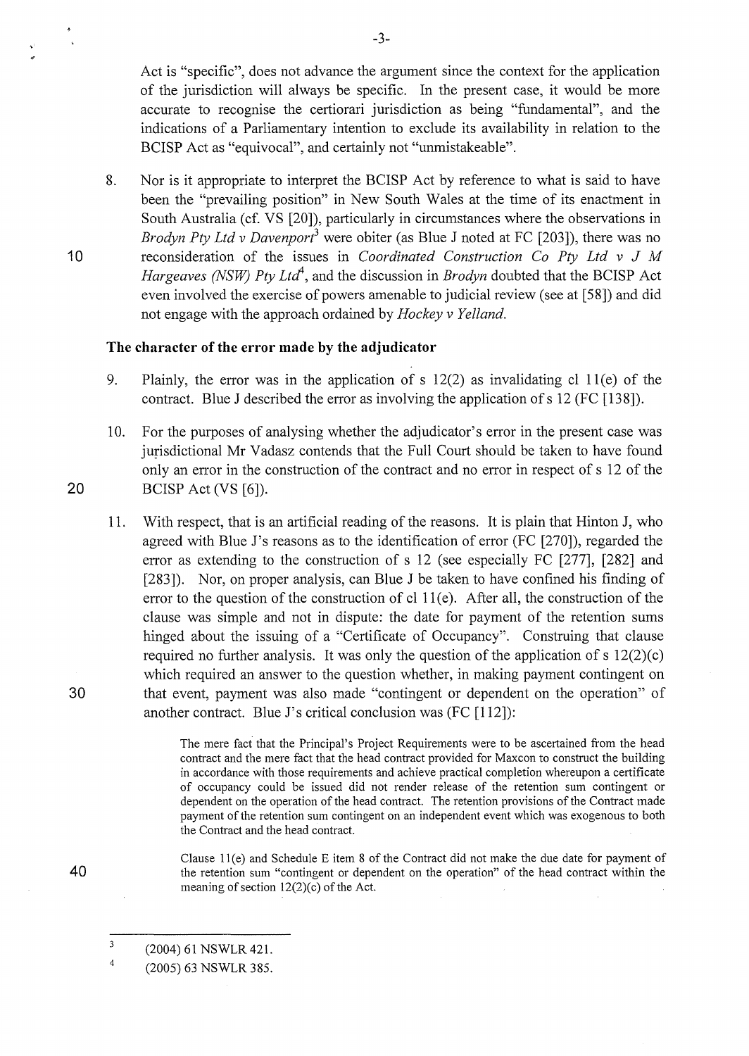Act is "specific", does not advance the argument since the context for the application of the jurisdiction will always be specific. In the present case, it would be more accurate to recognise the certiorari jurisdiction as being "fundamental", and the indications of a Parliamentary intention to exclude its availability in relation to the BCISP Act as "equivocal", and certainly not "unmistakeable".

8. Nor is it appropriate to interpret the BCISP Act by reference to what is said to have been the "prevailing position" in New South Wales at the time of its enactment in South Australia (cf. VS [20]), particularly in circumstances where the observations in *Brodyn Pty Ltd v Davenport*[3] were obiter (as Blue J noted at FC [203]), there was no reconsideration of the issues in *Coordinated Construction Co Pty Ltd v J M Hargeaves (NSW) Pty Ltd*[4], and the discussion in *Brodyn* doubted that the BCISP Act even involved the exercise of powers amenable to judicial review (see at [58]) and did not engage with the approach ordained by *Hockey v Yelland*.

**The character of the error made by the adjudicator**

9. Plainly, the error was in the application of s 12(2) as invalidating cl 11(e) of the contract. Blue J described the error as involving the application of s 12 (FC [138]).

10. For the purposes of analysing whether the adjudicator's error in the present case was jurisdictional Mr Vadasz contends that the Full Court should be taken to have found only an error in the construction of the contract and no error in respect of s 12 of the BCISP Act (VS [6]).

11. With respect, that is an artificial reading of the reasons. It is plain that Hinton J, who agreed with Blue J's reasons as to the identification of error (FC [270]), regarded the error as extending to the construction of s 12 (see especially FC [277], [282] and [283]). Nor, on proper analysis, can Blue J be taken to have confined his finding of error to the question of the construction of cl 11(e). After all, the construction of the clause was simple and not in dispute: the date for payment of the retention sums hinged about the issuing of a "Certificate of Occupancy". Construing that clause required no further analysis. It was only the question of the application of s 12(2)(c) which required an answer to the question whether, in making payment contingent on that event, payment was also made "contingent or dependent on the operation" of another contract. Blue J's critical conclusion was (FC [112]):

> The mere fact that the Principal's Project Requirements were to be ascertained from the head contract and the mere fact that the head contract provided for Maxcon to construct the building in accordance with those requirements and achieve practical completion whereupon a certificate of occupancy could be issued did not render release of the retention sum contingent or dependent on the operation of the head contract. The retention provisions of the Contract made payment of the retention sum contingent on an independent event which was exogenous to both the Contract and the head contract.
>
> Clause 11(e) and Schedule E item 8 of the Contract did not make the due date for payment of the retention sum "contingent or dependent on the operation" of the head contract within the meaning of section 12(2)(c) of the Act.

---

[3] (2004) 61 NSWLR 421.

[4] (2005) 63 NSWLR 385.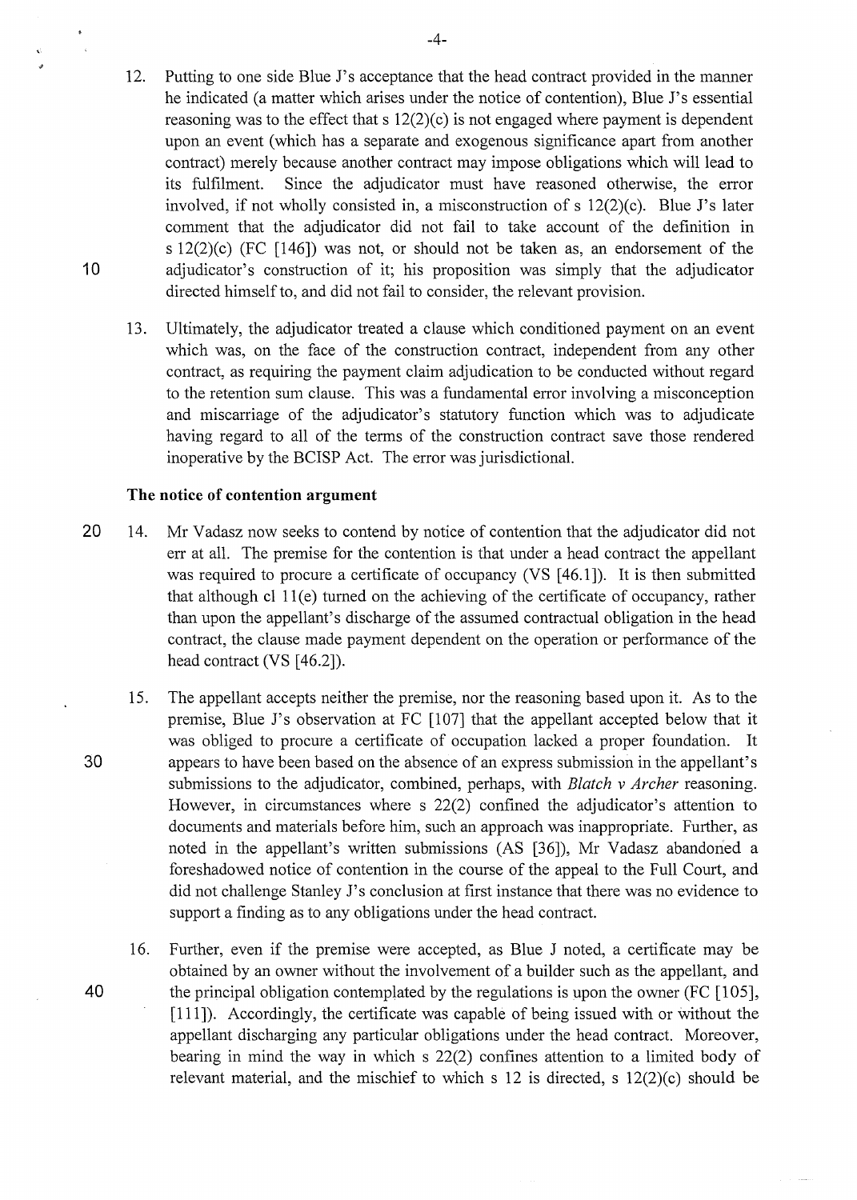12. Putting to one side Blue J's acceptance that the head contract provided in the manner he indicated (a matter which arises under the notice of contention), Blue J's essential reasoning was to the effect that s 12(2)(c) is not engaged where payment is dependent upon an event (which has a separate and exogenous significance apart from another contract) merely because another contract may impose obligations which will lead to its fulfilment. Since the adjudicator must have reasoned otherwise, the error involved, if not wholly consisted in, a misconstruction of s 12(2)(c). Blue J's later comment that the adjudicator did not fail to take account of the definition in s 12(2)(c) (FC [146]) was not, or should not be taken as, an endorsement of the adjudicator's construction of it; his proposition was simply that the adjudicator directed himself to, and did not fail to consider, the relevant provision.

13. Ultimately, the adjudicator treated a clause which conditioned payment on an event which was, on the face of the construction contract, independent from any other contract, as requiring the payment claim adjudication to be conducted without regard to the retention sum clause. This was a fundamental error involving a misconception and miscarriage of the adjudicator's statutory function which was to adjudicate having regard to all of the terms of the construction contract save those rendered inoperative by the BCISP Act. The error was jurisdictional.

### The notice of contention argument

14. Mr Vadasz now seeks to contend by notice of contention that the adjudicator did not err at all. The premise for the contention is that under a head contract the appellant was required to procure a certificate of occupancy (VS [46.1]). It is then submitted that although cl 11(e) turned on the achieving of the certificate of occupancy, rather than upon the appellant's discharge of the assumed contractual obligation in the head contract, the clause made payment dependent on the operation or performance of the head contract (VS [46.2]).

15. The appellant accepts neither the premise, nor the reasoning based upon it. As to the premise, Blue J's observation at FC [107] that the appellant accepted below that it was obliged to procure a certificate of occupation lacked a proper foundation. It appears to have been based on the absence of an express submission in the appellant's submissions to the adjudicator, combined, perhaps, with *Blatch v Archer* reasoning. However, in circumstances where s 22(2) confined the adjudicator's attention to documents and materials before him, such an approach was inappropriate. Further, as noted in the appellant's written submissions (AS [36]), Mr Vadasz abandoned a foreshadowed notice of contention in the course of the appeal to the Full Court, and did not challenge Stanley J's conclusion at first instance that there was no evidence to support a finding as to any obligations under the head contract.

16. Further, even if the premise were accepted, as Blue J noted, a certificate may be obtained by an owner without the involvement of a builder such as the appellant, and the principal obligation contemplated by the regulations is upon the owner (FC [105], [111]). Accordingly, the certificate was capable of being issued with or without the appellant discharging any particular obligations under the head contract. Moreover, bearing in mind the way in which s 22(2) confines attention to a limited body of relevant material, and the mischief to which s 12 is directed, s 12(2)(c) should be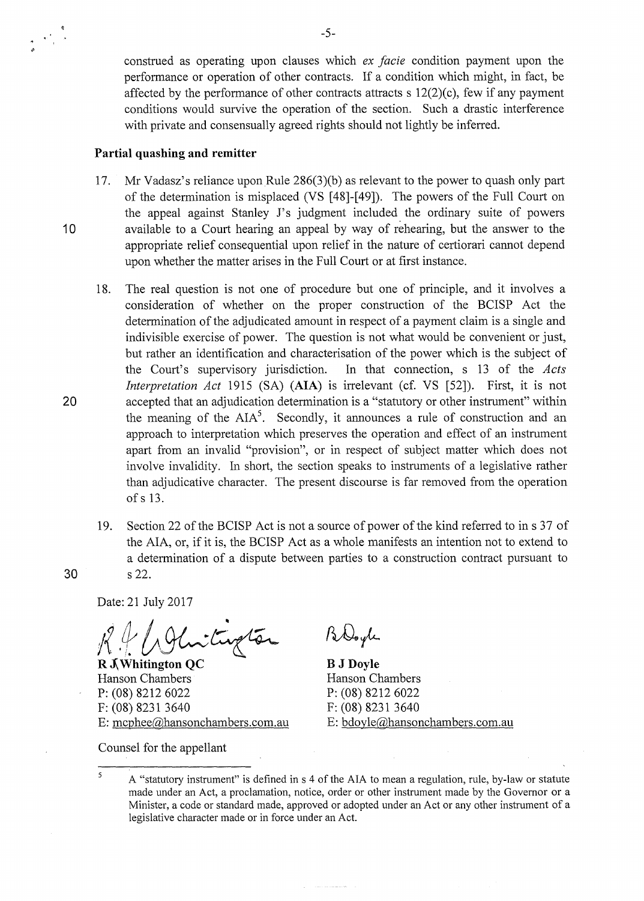construed as operating upon clauses which *ex facie* condition payment upon the performance or operation of other contracts. If a condition which might, in fact, be affected by the performance of other contracts attracts s 12(2)(c), few if any payment conditions would survive the operation of the section. Such a drastic interference with private and consensually agreed rights should not lightly be inferred.

**Partial quashing and remitter**

17. Mr Vadasz's reliance upon Rule 286(3)(b) as relevant to the power to quash only part of the determination is misplaced (VS [48]-[49]). The powers of the Full Court on the appeal against Stanley J's judgment included the ordinary suite of powers available to a Court hearing an appeal by way of rehearing, but the answer to the appropriate relief consequential upon relief in the nature of certiorari cannot depend upon whether the matter arises in the Full Court or at first instance.

18. The real question is not one of procedure but one of principle, and it involves a consideration of whether on the proper construction of the BCISP Act the determination of the adjudicated amount in respect of a payment claim is a single and indivisible exercise of power. The question is not what would be convenient or just, but rather an identification and characterisation of the power which is the subject of the Court's supervisory jurisdiction. In that connection, s 13 of the *Acts Interpretation Act* 1915 (SA) (**AIA**) is irrelevant (cf. VS [52]). First, it is not accepted that an adjudication determination is a "statutory or other instrument" within the meaning of the AIA[5]. Secondly, it announces a rule of construction and an approach to interpretation which preserves the operation and effect of an instrument apart from an invalid "provision", or in respect of subject matter which does not involve invalidity. In short, the section speaks to instruments of a legislative rather than adjudicative character. The present discourse is far removed from the operation of s 13.

19. Section 22 of the BCISP Act is not a source of power of the kind referred to in s 37 of the AIA, or, if it is, the BCISP Act as a whole manifests an intention not to extend to a determination of a dispute between parties to a construction contract pursuant to s 22.

Date: 21 July 2017

**R J Whitington QC**
Hanson Chambers
P: (08) 8212 6022
F: (08) 8231 3640
E: mcphee@hansonchambers.com.au

**B J Doyle**
Hanson Chambers
P: (08) 8212 6022
F: (08) 8231 3640
E: bdoyle@hansonchambers.com.au

Counsel for the appellant

---

[5] A "statutory instrument" is defined in s 4 of the AIA to mean a regulation, rule, by-law or statute made under an Act, a proclamation, notice, order or other instrument made by the Governor or a Minister, a code or standard made, approved or adopted under an Act or any other instrument of a legislative character made or in force under an Act.